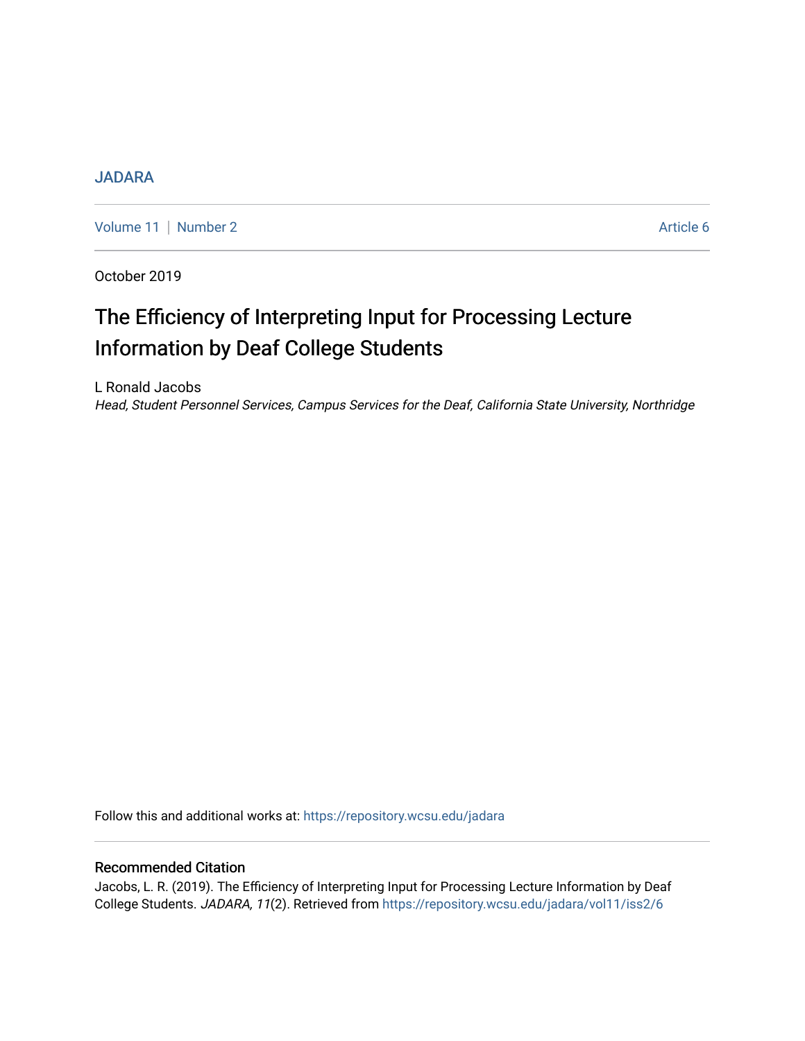JADARA

Volume 11 | Number 2 Article 6

October 2019

# The Efficiency of Interpreting Input for Processing Lecture Information by Deaf College Students

L Ronald Jacobs
*Head, Student Personnel Services, Campus Services for the Deaf, California State University, Northridge*

Follow this and additional works at: https://repository.wcsu.edu/jadara

## Recommended Citation

Jacobs, L. R. (2019). The Efficiency of Interpreting Input for Processing Lecture Information by Deaf College Students. *JADARA, 11*(2). Retrieved from https://repository.wcsu.edu/jadara/vol11/iss2/6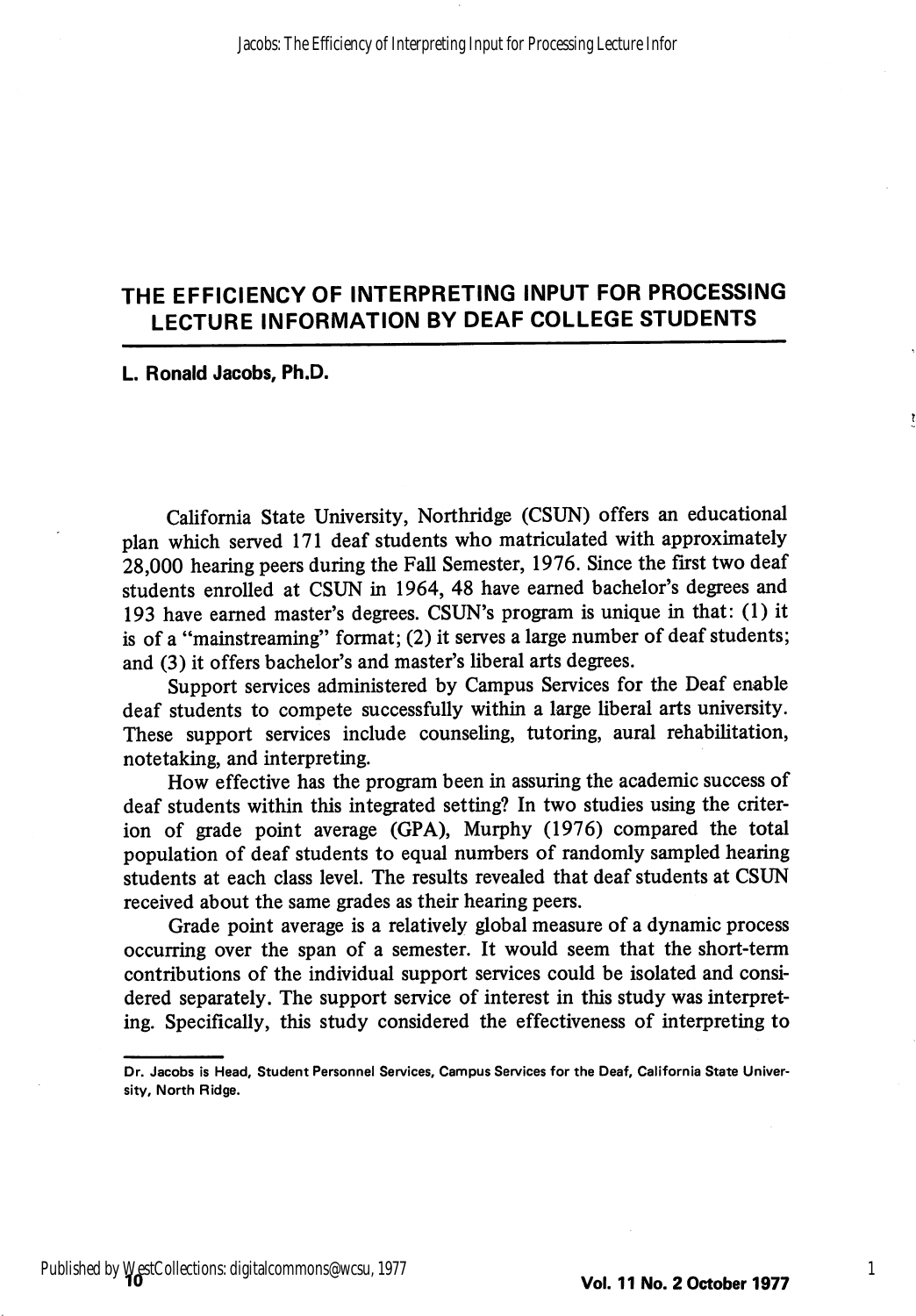# THE EFFICIENCY OF INTERPRETING INPUT FOR PROCESSING LECTURE INFORMATION BY DEAF COLLEGE STUDENTS

**L. Ronald Jacobs, Ph.D.**

California State University, Northridge (CSUN) offers an educational plan which served 171 deaf students who matriculated with approximately 28,000 hearing peers during the Fall Semester, 1976. Since the first two deaf students enrolled at CSUN in 1964, 48 have earned bachelor's degrees and 193 have earned master's degrees. CSUN's program is unique in that: (1) it is of a "mainstreaming" format; (2) it serves a large number of deaf students; and (3) it offers bachelor's and master's liberal arts degrees.

Support services administered by Campus Services for the Deaf enable deaf students to compete successfully within a large liberal arts university. These support services include counseling, tutoring, aural rehabilitation, notetaking, and interpreting.

How effective has the program been in assuring the academic success of deaf students within this integrated setting? In two studies using the criterion of grade point average (GPA), Murphy (1976) compared the total population of deaf students to equal numbers of randomly sampled hearing students at each class level. The results revealed that deaf students at CSUN received about the same grades as their hearing peers.

Grade point average is a relatively global measure of a dynamic process occurring over the span of a semester. It would seem that the short-term contributions of the individual support services could be isolated and considered separately. The support service of interest in this study was interpreting. Specifically, this study considered the effectiveness of interpreting to

Dr. Jacobs is Head, Student Personnel Services, Campus Services for the Deaf, California State University, North Ridge.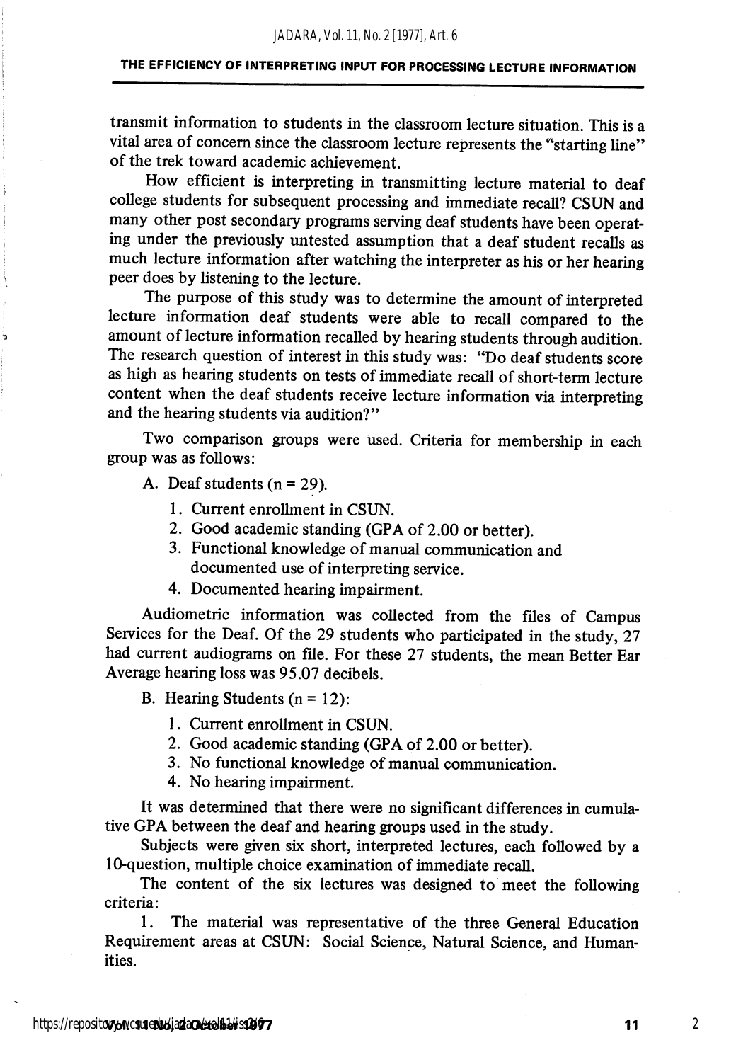transmit information to students in the classroom lecture situation. This is a vital area of concern since the classroom lecture represents the "starting line" of the trek toward academic achievement.

How efficient is interpreting in transmitting lecture material to deaf college students for subsequent processing and immediate recall? CSUN and many other post secondary programs serving deaf students have been operating under the previously untested assumption that a deaf student recalls as much lecture information after watching the interpreter as his or her hearing peer does by listening to the lecture.

The purpose of this study was to determine the amount of interpreted lecture information deaf students were able to recall compared to the amount of lecture information recalled by hearing students through audition. The research question of interest in this study was: "Do deaf students score as high as hearing students on tests of immediate recall of short-term lecture content when the deaf students receive lecture information via interpreting and the hearing students via audition?"

Two comparison groups were used. Criteria for membership in each group was as follows:

A. Deaf students (n = 29).

1. Current enrollment in CSUN.
2. Good academic standing (GPA of 2.00 or better).
3. Functional knowledge of manual communication and documented use of interpreting service.
4. Documented hearing impairment.

Audiometric information was collected from the files of Campus Services for the Deaf. Of the 29 students who participated in the study, 27 had current audiograms on file. For these 27 students, the mean Better Ear Average hearing loss was 95.07 decibels.

B. Hearing Students (n = 12):

1. Current enrollment in CSUN.
2. Good academic standing (GPA of 2.00 or better).
3. No functional knowledge of manual communication.
4. No hearing impairment.

It was determined that there were no significant differences in cumulative GPA between the deaf and hearing groups used in the study.

Subjects were given six short, interpreted lectures, each followed by a 10-question, multiple choice examination of immediate recall.

The content of the six lectures was designed to meet the following criteria:

1. The material was representative of the three General Education Requirement areas at CSUN: Social Science, Natural Science, and Humanities.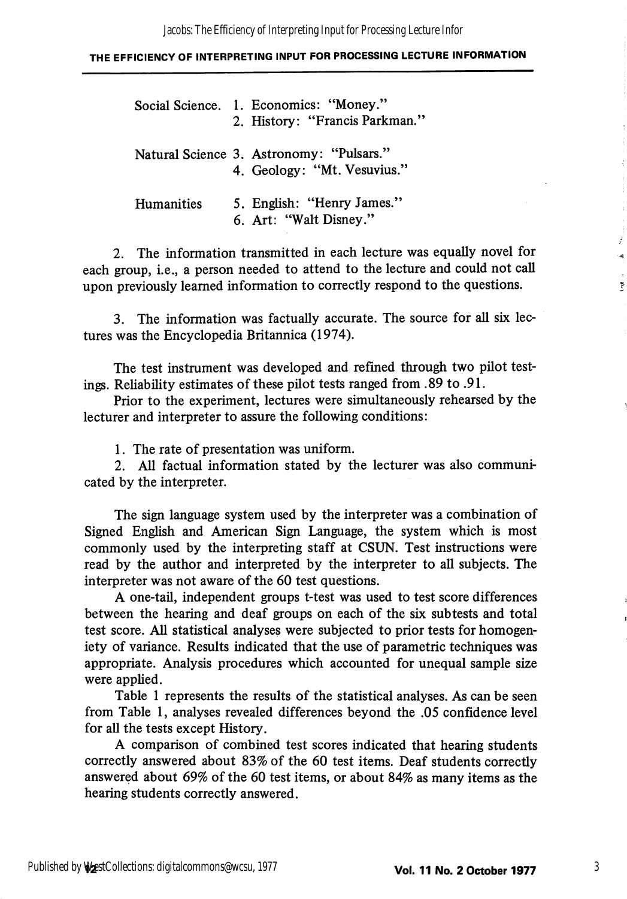| | |
|---|---|
| Social Science. | 1. Economics: "Money." |
| | 2. History: "Francis Parkman." |
| Natural Science | 3. Astronomy: "Pulsars." |
| | 4. Geology: "Mt. Vesuvius." |
| Humanities | 5. English: "Henry James." |
| | 6. Art: "Walt Disney." |

2. The information transmitted in each lecture was equally novel for each group, i.e., a person needed to attend to the lecture and could not call upon previously learned information to correctly respond to the questions.

3. The information was factually accurate. The source for all six lectures was the Encyclopedia Britannica (1974).

The test instrument was developed and refined through two pilot testings. Reliability estimates of these pilot tests ranged from .89 to .91.

Prior to the experiment, lectures were simultaneously rehearsed by the lecturer and interpreter to assure the following conditions:

1. The rate of presentation was uniform.
2. All factual information stated by the lecturer was also communicated by the interpreter.

The sign language system used by the interpreter was a combination of Signed English and American Sign Language, the system which is most commonly used by the interpreting staff at CSUN. Test instructions were read by the author and interpreted by the interpreter to all subjects. The interpreter was not aware of the 60 test questions.

A one-tail, independent groups t-test was used to test score differences between the hearing and deaf groups on each of the six subtests and total test score. All statistical analyses were subjected to prior tests for homogeniety of variance. Results indicated that the use of parametric techniques was appropriate. Analysis procedures which accounted for unequal sample size were applied.

Table 1 represents the results of the statistical analyses. As can be seen from Table 1, analyses revealed differences beyond the .05 confidence level for all the tests except History.

A comparison of combined test scores indicated that hearing students correctly answered about 83% of the 60 test items. Deaf students correctly answered about 69% of the 60 test items, or about 84% as many items as the hearing students correctly answered.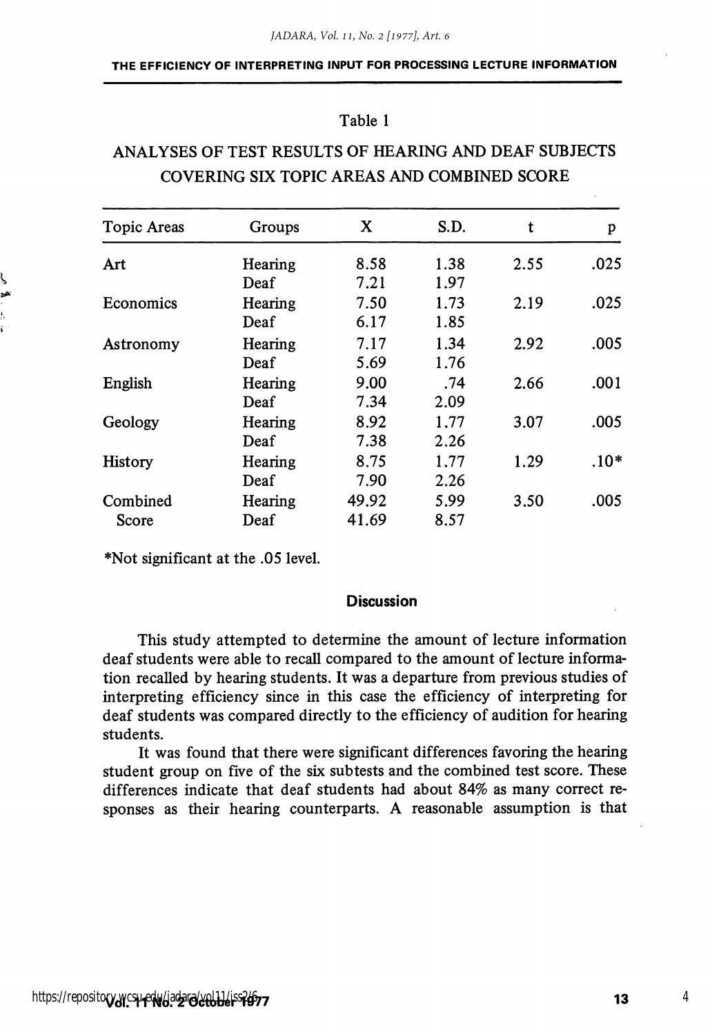Table 1

ANALYSES OF TEST RESULTS OF HEARING AND DEAF SUBJECTS COVERING SIX TOPIC AREAS AND COMBINED SCORE

| Topic Areas | Groups | X | S.D. | t | p |
|---|---|---|---|---|---|
| Art | Hearing | 8.58 | 1.38 | 2.55 | .025 |
| | Deaf | 7.21 | 1.97 | | |
| Economics | Hearing | 7.50 | 1.73 | 2.19 | .025 |
| | Deaf | 6.17 | 1.85 | | |
| Astronomy | Hearing | 7.17 | 1.34 | 2.92 | .005 |
| | Deaf | 5.69 | 1.76 | | |
| English | Hearing | 9.00 | .74 | 2.66 | .001 |
| | Deaf | 7.34 | 2.09 | | |
| Geology | Hearing | 8.92 | 1.77 | 3.07 | .005 |
| | Deaf | 7.38 | 2.26 | | |
| History | Hearing | 8.75 | 1.77 | 1.29 | .10* |
| | Deaf | 7.90 | 2.26 | | |
| Combined Score | Hearing | 49.92 | 5.99 | 3.50 | .005 |
| | Deaf | 41.69 | 8.57 | | |

*Not significant at the .05 level.

## Discussion

This study attempted to determine the amount of lecture information deaf students were able to recall compared to the amount of lecture information recalled by hearing students. It was a departure from previous studies of interpreting efficiency since in this case the efficiency of interpreting for deaf students was compared directly to the efficiency of audition for hearing students.

It was found that there were significant differences favoring the hearing student group on five of the six subtests and the combined test score. These differences indicate that deaf students had about 84% as many correct responses as their hearing counterparts. A reasonable assumption is that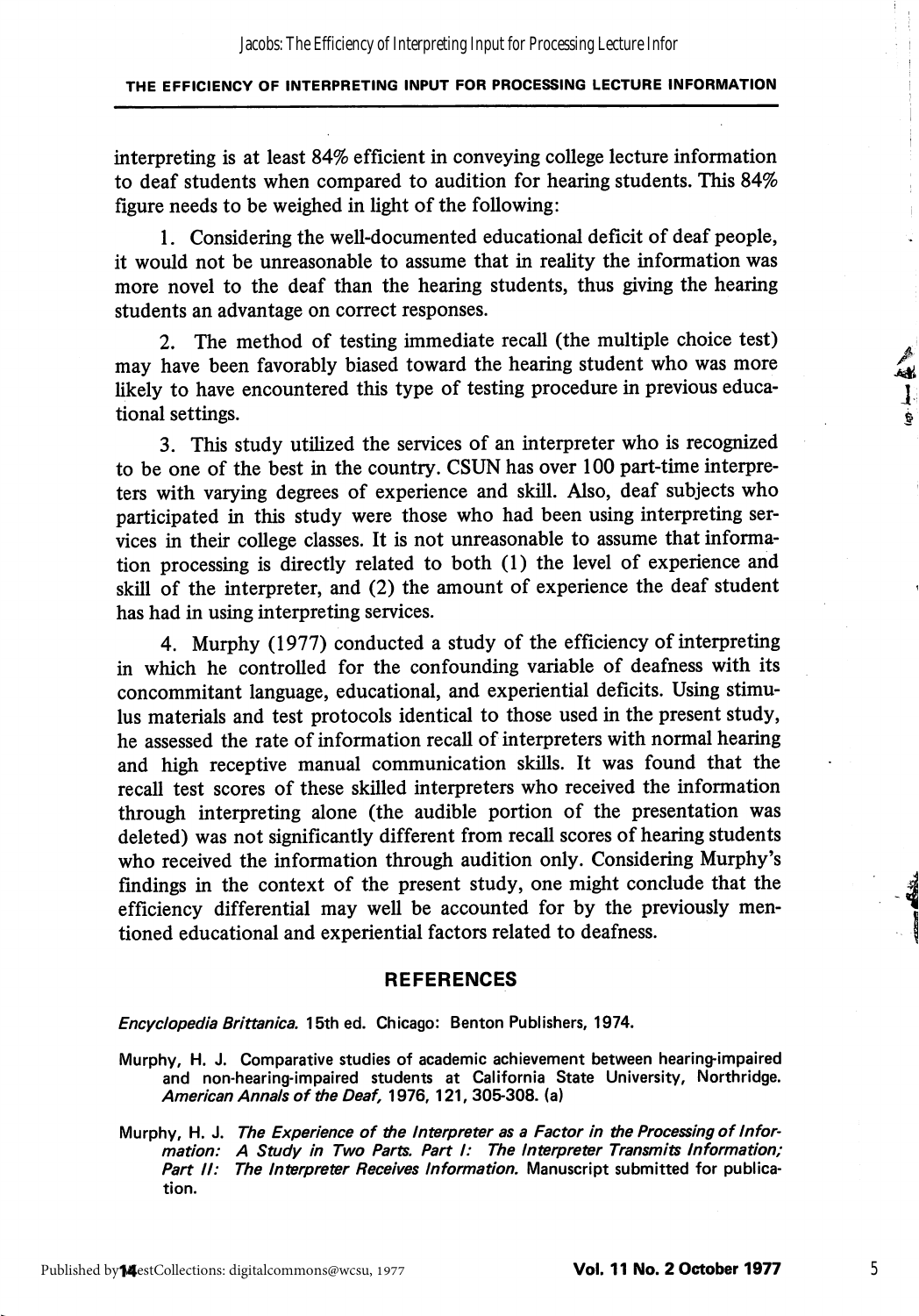interpreting is at least 84% efficient in conveying college lecture information to deaf students when compared to audition for hearing students. This 84% figure needs to be weighed in light of the following:

1. Considering the well-documented educational deficit of deaf people, it would not be unreasonable to assume that in reality the information was more novel to the deaf than the hearing students, thus giving the hearing students an advantage on correct responses.

2. The method of testing immediate recall (the multiple choice test) may have been favorably biased toward the hearing student who was more likely to have encountered this type of testing procedure in previous educational settings.

3. This study utilized the services of an interpreter who is recognized to be one of the best in the country. CSUN has over 100 part-time interpreters with varying degrees of experience and skill. Also, deaf subjects who participated in this study were those who had been using interpreting services in their college classes. It is not unreasonable to assume that information processing is directly related to both (1) the level of experience and skill of the interpreter, and (2) the amount of experience the deaf student has had in using interpreting services.

4. Murphy (1977) conducted a study of the efficiency of interpreting in which he controlled for the confounding variable of deafness with its concommitant language, educational, and experiential deficits. Using stimulus materials and test protocols identical to those used in the present study, he assessed the rate of information recall of interpreters with normal hearing and high receptive manual communication skills. It was found that the recall test scores of these skilled interpreters who received the information through interpreting alone (the audible portion of the presentation was deleted) was not significantly different from recall scores of hearing students who received the information through audition only. Considering Murphy's findings in the context of the present study, one might conclude that the efficiency differential may well be accounted for by the previously mentioned educational and experiential factors related to deafness.

## REFERENCES

*Encyclopedia Brittanica.* 15th ed. Chicago: Benton Publishers, 1974.

Murphy, H. J. Comparative studies of academic achievement between hearing-impaired and non-hearing-impaired students at California State University, Northridge. *American Annals of the Deaf,* 1976, 121, 305-308. (a)

Murphy, H. J. *The Experience of the Interpreter as a Factor in the Processing of Information: A Study in Two Parts. Part I: The Interpreter Transmits Information; Part II: The Interpreter Receives Information.* Manuscript submitted for publication.